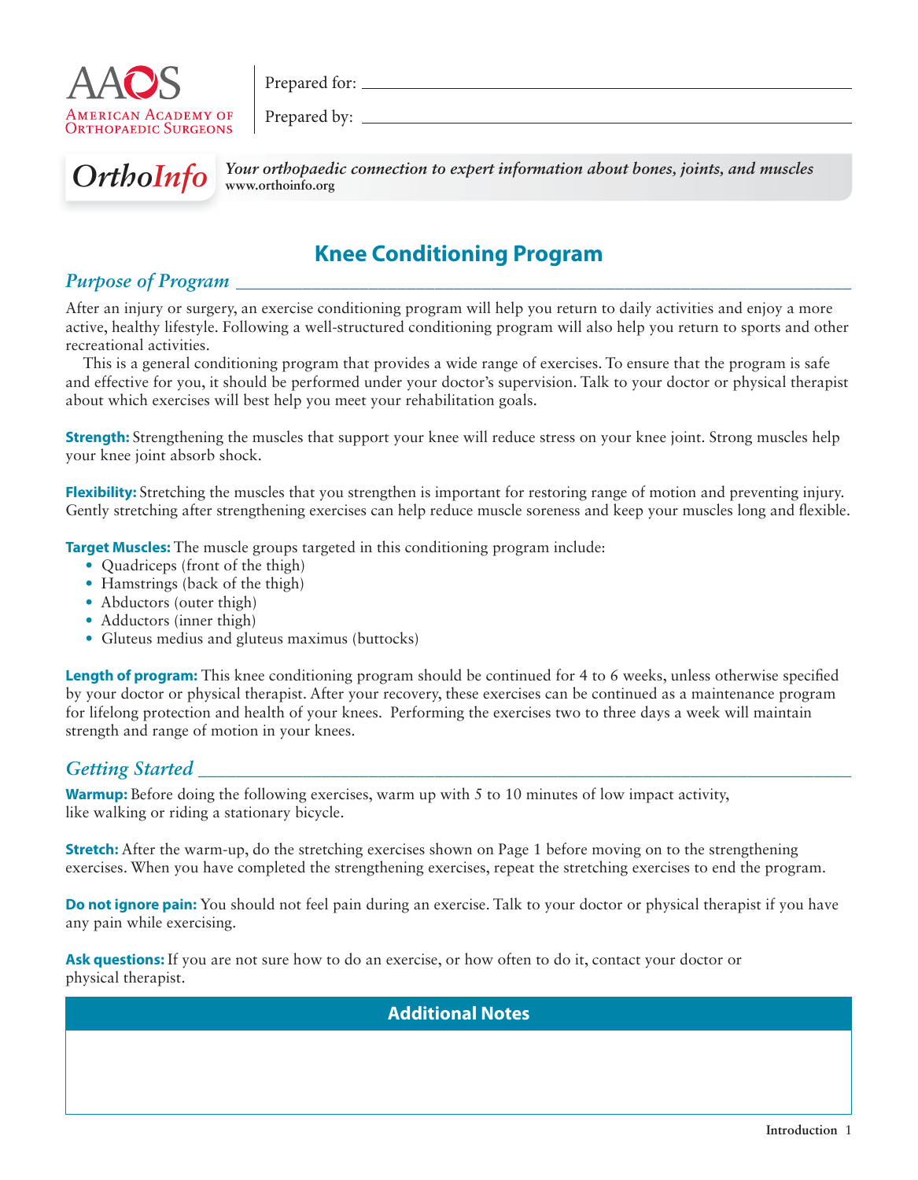AAOS
American Academy of Orthopaedic Surgeons

Prepared for: ____________________

Prepared by: ____________________

*OrthoInfo* — *Your orthopaedic connection to expert information about bones, joints, and muscles*
**www.orthoinfo.org**

# Knee Conditioning Program

## *Purpose of Program*

After an injury or surgery, an exercise conditioning program will help you return to daily activities and enjoy a more active, healthy lifestyle. Following a well-structured conditioning program will also help you return to sports and other recreational activities.

This is a general conditioning program that provides a wide range of exercises. To ensure that the program is safe and effective for you, it should be performed under your doctor's supervision. Talk to your doctor or physical therapist about which exercises will best help you meet your rehabilitation goals.

**Strength:** Strengthening the muscles that support your knee will reduce stress on your knee joint. Strong muscles help your knee joint absorb shock.

**Flexibility:** Stretching the muscles that you strengthen is important for restoring range of motion and preventing injury. Gently stretching after strengthening exercises can help reduce muscle soreness and keep your muscles long and flexible.

**Target Muscles:** The muscle groups targeted in this conditioning program include:

- Quadriceps (front of the thigh)
- Hamstrings (back of the thigh)
- Abductors (outer thigh)
- Adductors (inner thigh)
- Gluteus medius and gluteus maximus (buttocks)

**Length of program:** This knee conditioning program should be continued for 4 to 6 weeks, unless otherwise specified by your doctor or physical therapist. After your recovery, these exercises can be continued as a maintenance program for lifelong protection and health of your knees. Performing the exercises two to three days a week will maintain strength and range of motion in your knees.

## *Getting Started*

**Warmup:** Before doing the following exercises, warm up with 5 to 10 minutes of low impact activity, like walking or riding a stationary bicycle.

**Stretch:** After the warm-up, do the stretching exercises shown on Page 1 before moving on to the strengthening exercises. When you have completed the strengthening exercises, repeat the stretching exercises to end the program.

**Do not ignore pain:** You should not feel pain during an exercise. Talk to your doctor or physical therapist if you have any pain while exercising.

**Ask questions:** If you are not sure how to do an exercise, or how often to do it, contact your doctor or physical therapist.

### Additional Notes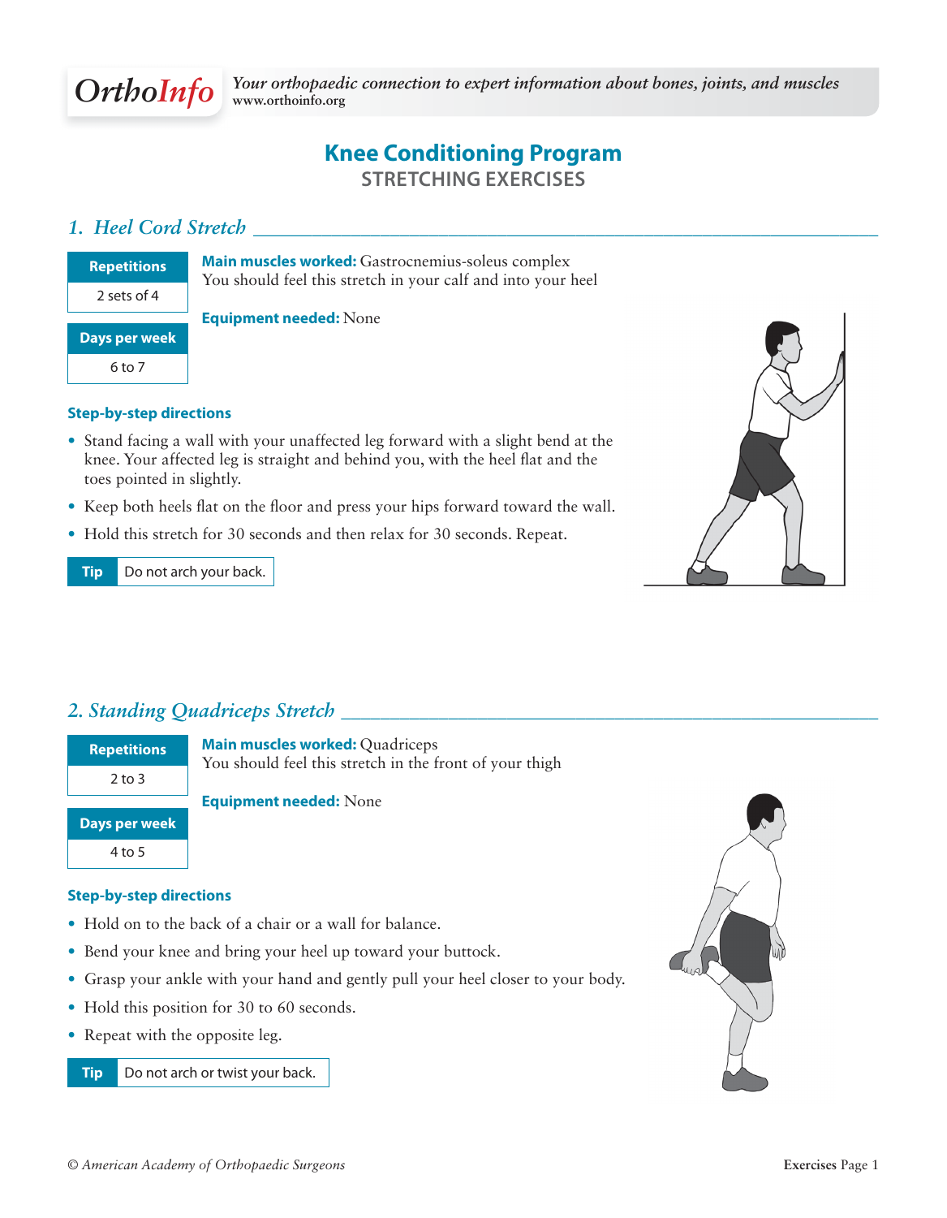# Knee Conditioning Program

## STRETCHING EXERCISES

### 1. Heel Cord Stretch

| Repetitions |
| --- |
| 2 sets of 4 |

| Days per week |
| --- |
| 6 to 7 |

**Main muscles worked:** Gastrocnemius-soleus complex
You should feel this stretch in your calf and into your heel

**Equipment needed:** None

**Step-by-step directions**

- Stand facing a wall with your unaffected leg forward with a slight bend at the knee. Your affected leg is straight and behind you, with the heel flat and the toes pointed in slightly.
- Keep both heels flat on the floor and press your hips forward toward the wall.
- Hold this stretch for 30 seconds and then relax for 30 seconds. Repeat.

**Tip** Do not arch your back.

### 2. Standing Quadriceps Stretch

| Repetitions |
| --- |
| 2 to 3 |

| Days per week |
| --- |
| 4 to 5 |

**Main muscles worked:** Quadriceps
You should feel this stretch in the front of your thigh

**Equipment needed:** None

**Step-by-step directions**

- Hold on to the back of a chair or a wall for balance.
- Bend your knee and bring your heel up toward your buttock.
- Grasp your ankle with your hand and gently pull your heel closer to your body.
- Hold this position for 30 to 60 seconds.
- Repeat with the opposite leg.

**Tip** Do not arch or twist your back.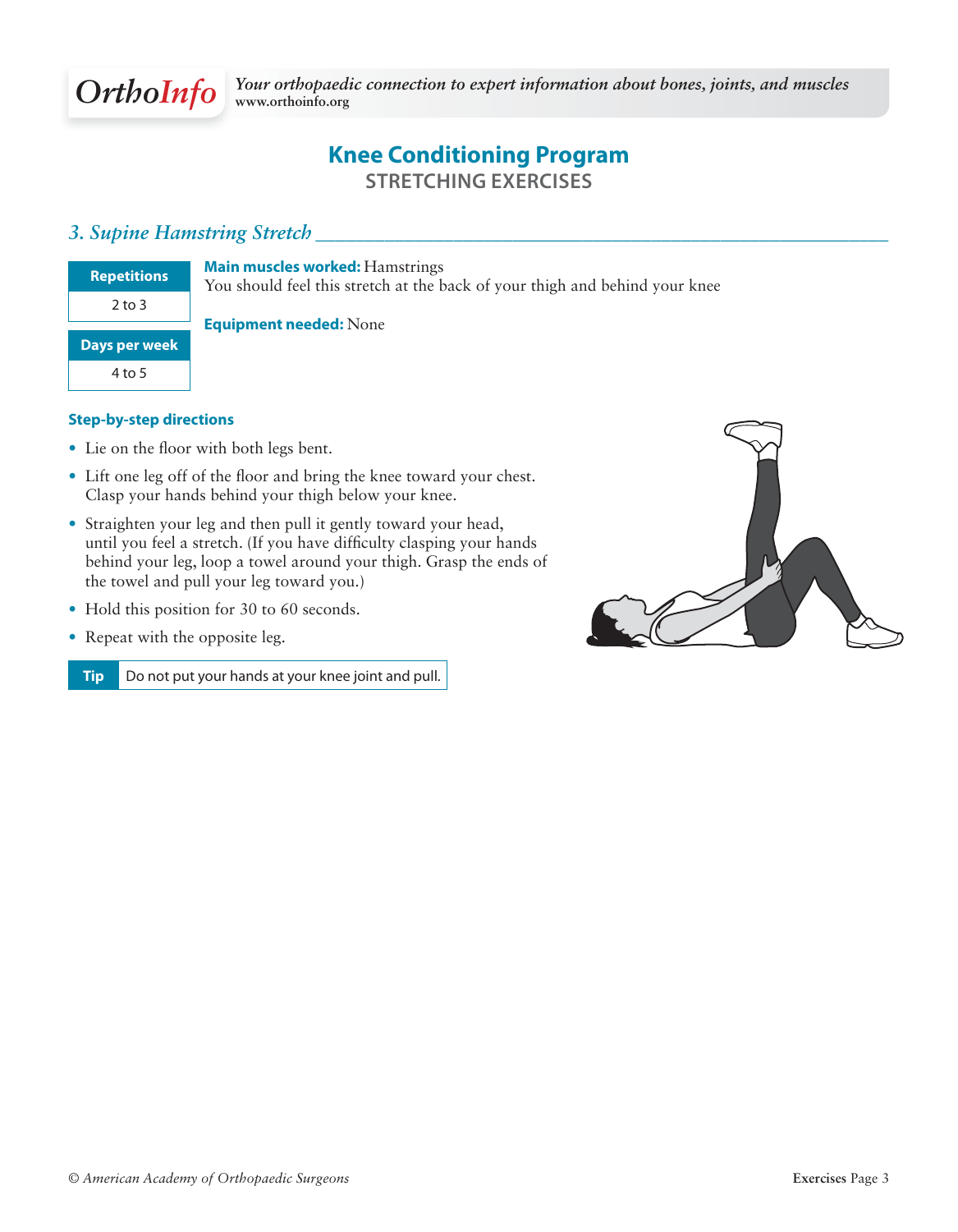# Knee Conditioning Program

## STRETCHING EXERCISES

### *3. Supine Hamstring Stretch*

| Repetitions |
|---|
| 2 to 3 |

| Days per week |
|---|
| 4 to 5 |

**Main muscles worked:** Hamstrings
You should feel this stretch at the back of your thigh and behind your knee

**Equipment needed:** None

**Step-by-step directions**

- Lie on the floor with both legs bent.
- Lift one leg off of the floor and bring the knee toward your chest. Clasp your hands behind your thigh below your knee.
- Straighten your leg and then pull it gently toward your head, until you feel a stretch. (If you have difficulty clasping your hands behind your leg, loop a towel around your thigh. Grasp the ends of the towel and pull your leg toward you.)
- Hold this position for 30 to 60 seconds.
- Repeat with the opposite leg.

| Tip | Do not put your hands at your knee joint and pull. |
|---|---|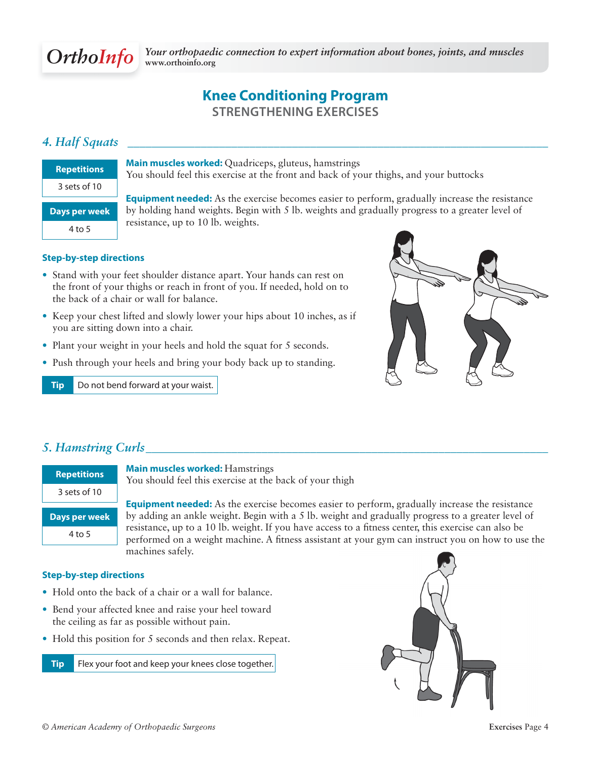# Knee Conditioning Program

## STRENGTHENING EXERCISES

### *4. Half Squats*

| Repetitions |
| --- |
| 3 sets of 10 |

| Days per week |
| --- |
| 4 to 5 |

**Main muscles worked:** Quadriceps, gluteus, hamstrings
You should feel this exercise at the front and back of your thighs, and your buttocks

**Equipment needed:** As the exercise becomes easier to perform, gradually increase the resistance by holding hand weights. Begin with 5 lb. weights and gradually progress to a greater level of resistance, up to 10 lb. weights.

**Step-by-step directions**

- Stand with your feet shoulder distance apart. Your hands can rest on the front of your thighs or reach in front of you. If needed, hold on to the back of a chair or wall for balance.
- Keep your chest lifted and slowly lower your hips about 10 inches, as if you are sitting down into a chair.
- Plant your weight in your heels and hold the squat for 5 seconds.
- Push through your heels and bring your body back up to standing.

**Tip** Do not bend forward at your waist.

### *5. Hamstring Curls*

| Repetitions |
| --- |
| 3 sets of 10 |

| Days per week |
| --- |
| 4 to 5 |

**Main muscles worked:** Hamstrings
You should feel this exercise at the back of your thigh

**Equipment needed:** As the exercise becomes easier to perform, gradually increase the resistance by adding an ankle weight. Begin with a 5 lb. weight and gradually progress to a greater level of resistance, up to a 10 lb. weight. If you have access to a fitness center, this exercise can also be performed on a weight machine. A fitness assistant at your gym can instruct you on how to use the machines safely.

**Step-by-step directions**

- Hold onto the back of a chair or a wall for balance.
- Bend your affected knee and raise your heel toward the ceiling as far as possible without pain.
- Hold this position for 5 seconds and then relax. Repeat.

**Tip** Flex your foot and keep your knees close together.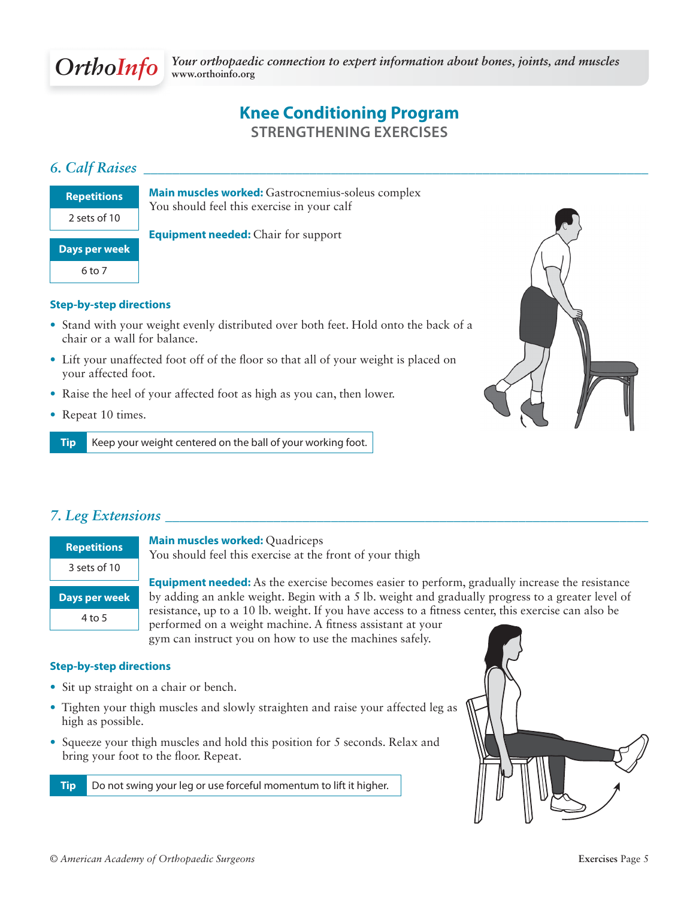# Knee Conditioning Program

## STRENGTHENING EXERCISES

### *6. Calf Raises*

| Repetitions |
| --- |
| 2 sets of 10 |

| Days per week |
| --- |
| 6 to 7 |

**Main muscles worked:** Gastrocnemius-soleus complex
You should feel this exercise in your calf

**Equipment needed:** Chair for support

**Step-by-step directions**

- Stand with your weight evenly distributed over both feet. Hold onto the back of a chair or a wall for balance.
- Lift your unaffected foot off of the floor so that all of your weight is placed on your affected foot.
- Raise the heel of your affected foot as high as you can, then lower.
- Repeat 10 times.

**Tip** Keep your weight centered on the ball of your working foot.

### *7. Leg Extensions*

| Repetitions |
| --- |
| 3 sets of 10 |

| Days per week |
| --- |
| 4 to 5 |

**Main muscles worked:** Quadriceps
You should feel this exercise at the front of your thigh

**Equipment needed:** As the exercise becomes easier to perform, gradually increase the resistance by adding an ankle weight. Begin with a 5 lb. weight and gradually progress to a greater level of resistance, up to a 10 lb. weight. If you have access to a fitness center, this exercise can also be performed on a weight machine. A fitness assistant at your gym can instruct you on how to use the machines safely.

**Step-by-step directions**

- Sit up straight on a chair or bench.
- Tighten your thigh muscles and slowly straighten and raise your affected leg as high as possible.
- Squeeze your thigh muscles and hold this position for 5 seconds. Relax and bring your foot to the floor. Repeat.

**Tip** Do not swing your leg or use forceful momentum to lift it higher.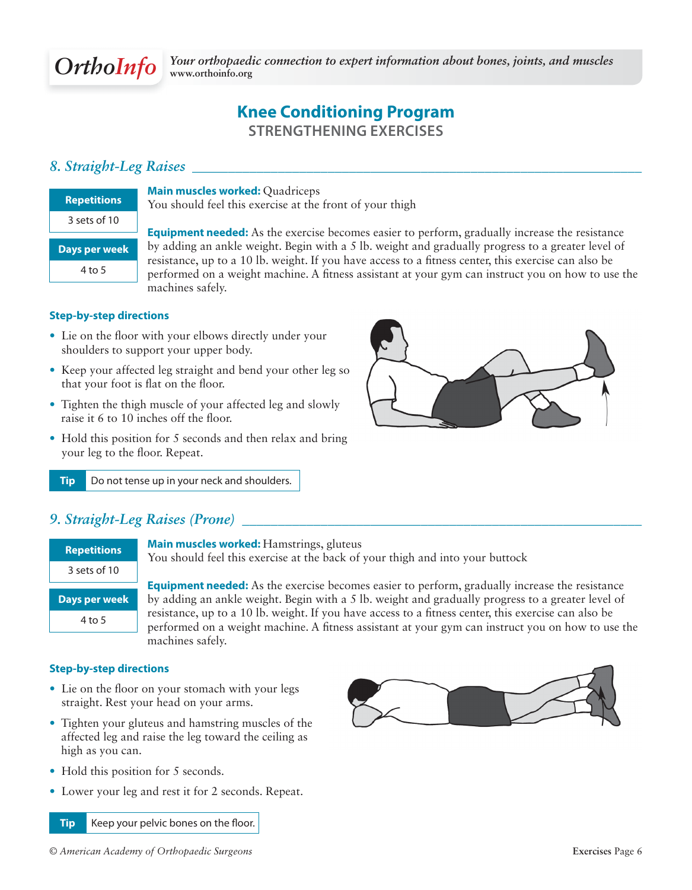# Knee Conditioning Program

## STRENGTHENING EXERCISES

### *8. Straight-Leg Raises*

| Repetitions |
| --- |
| 3 sets of 10 |

| Days per week |
| --- |
| 4 to 5 |

**Main muscles worked:** Quadriceps
You should feel this exercise at the front of your thigh

**Equipment needed:** As the exercise becomes easier to perform, gradually increase the resistance by adding an ankle weight. Begin with a 5 lb. weight and gradually progress to a greater level of resistance, up to a 10 lb. weight. If you have access to a fitness center, this exercise can also be performed on a weight machine. A fitness assistant at your gym can instruct you on how to use the machines safely.

**Step-by-step directions**

- Lie on the floor with your elbows directly under your shoulders to support your upper body.
- Keep your affected leg straight and bend your other leg so that your foot is flat on the floor.
- Tighten the thigh muscle of your affected leg and slowly raise it 6 to 10 inches off the floor.
- Hold this position for 5 seconds and then relax and bring your leg to the floor. Repeat.

**Tip** Do not tense up in your neck and shoulders.

### *9. Straight-Leg Raises (Prone)*

| Repetitions |
| --- |
| 3 sets of 10 |

| Days per week |
| --- |
| 4 to 5 |

**Main muscles worked:** Hamstrings, gluteus
You should feel this exercise at the back of your thigh and into your buttock

**Equipment needed:** As the exercise becomes easier to perform, gradually increase the resistance by adding an ankle weight. Begin with a 5 lb. weight and gradually progress to a greater level of resistance, up to a 10 lb. weight. If you have access to a fitness center, this exercise can also be performed on a weight machine. A fitness assistant at your gym can instruct you on how to use the machines safely.

**Step-by-step directions**

- Lie on the floor on your stomach with your legs straight. Rest your head on your arms.
- Tighten your gluteus and hamstring muscles of the affected leg and raise the leg toward the ceiling as high as you can.
- Hold this position for 5 seconds.
- Lower your leg and rest it for 2 seconds. Repeat.

**Tip** Keep your pelvic bones on the floor.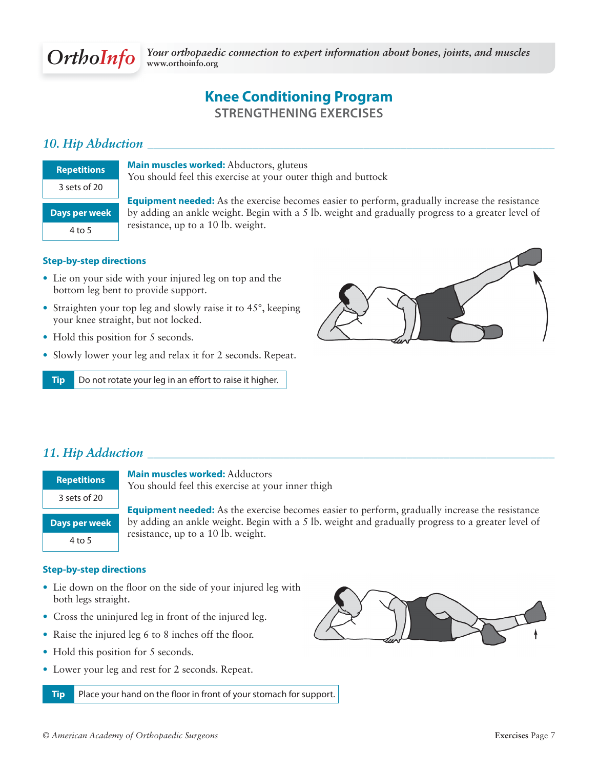# Knee Conditioning Program
## STRENGTHENING EXERCISES

### *10. Hip Abduction*

| Repetitions |
|---|
| 3 sets of 20 |

| Days per week |
|---|
| 4 to 5 |

**Main muscles worked:** Abductors, gluteus
You should feel this exercise at your outer thigh and buttock

**Equipment needed:** As the exercise becomes easier to perform, gradually increase the resistance by adding an ankle weight. Begin with a 5 lb. weight and gradually progress to a greater level of resistance, up to a 10 lb. weight.

**Step-by-step directions**

- Lie on your side with your injured leg on top and the bottom leg bent to provide support.
- Straighten your top leg and slowly raise it to 45°, keeping your knee straight, but not locked.
- Hold this position for 5 seconds.
- Slowly lower your leg and relax it for 2 seconds. Repeat.

**Tip** Do not rotate your leg in an effort to raise it higher.

### *11. Hip Adduction*

| Repetitions |
|---|
| 3 sets of 20 |

| Days per week |
|---|
| 4 to 5 |

**Main muscles worked:** Adductors
You should feel this exercise at your inner thigh

**Equipment needed:** As the exercise becomes easier to perform, gradually increase the resistance by adding an ankle weight. Begin with a 5 lb. weight and gradually progress to a greater level of resistance, up to a 10 lb. weight.

**Step-by-step directions**

- Lie down on the floor on the side of your injured leg with both legs straight.
- Cross the uninjured leg in front of the injured leg.
- Raise the injured leg 6 to 8 inches off the floor.
- Hold this position for 5 seconds.
- Lower your leg and rest for 2 seconds. Repeat.

**Tip** Place your hand on the floor in front of your stomach for support.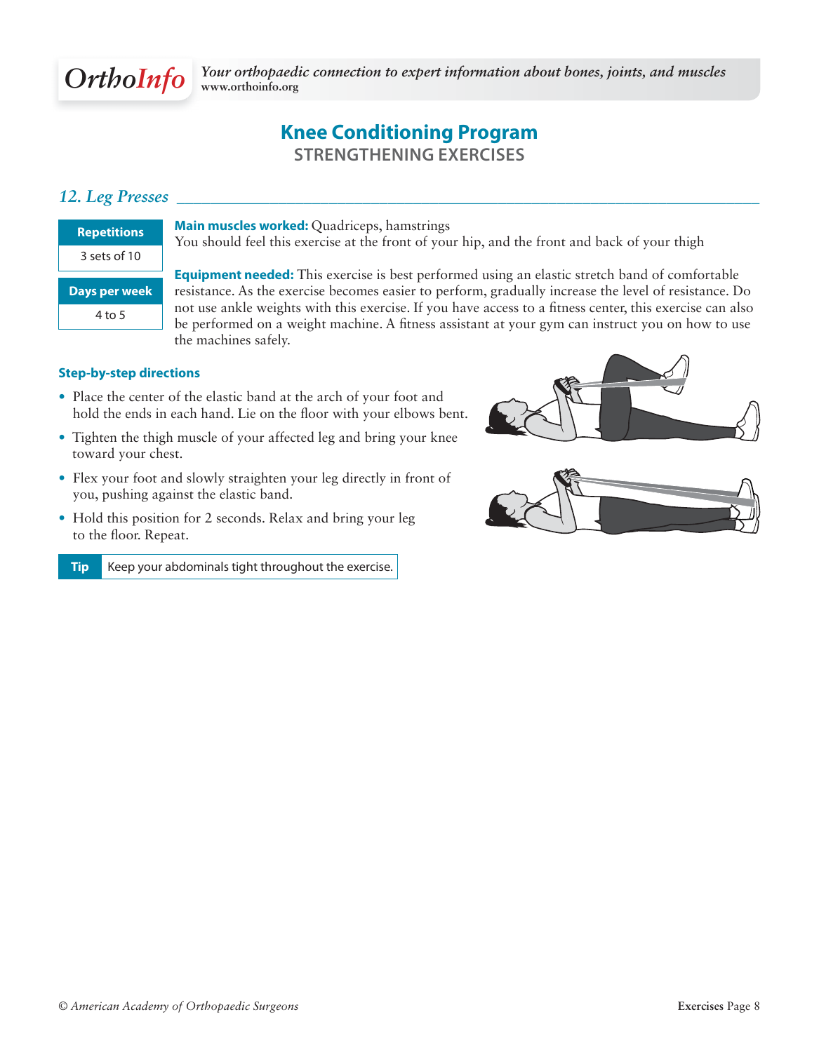# Knee Conditioning Program

## STRENGTHENING EXERCISES

### *12. Leg Presses*

| Repetitions |
| --- |
| 3 sets of 10 |

| Days per week |
| --- |
| 4 to 5 |

**Main muscles worked:** Quadriceps, hamstrings
You should feel this exercise at the front of your hip, and the front and back of your thigh

**Equipment needed:** This exercise is best performed using an elastic stretch band of comfortable resistance. As the exercise becomes easier to perform, gradually increase the level of resistance. Do not use ankle weights with this exercise. If you have access to a fitness center, this exercise can also be performed on a weight machine. A fitness assistant at your gym can instruct you on how to use the machines safely.

**Step-by-step directions**

- Place the center of the elastic band at the arch of your foot and hold the ends in each hand. Lie on the floor with your elbows bent.
- Tighten the thigh muscle of your affected leg and bring your knee toward your chest.
- Flex your foot and slowly straighten your leg directly in front of you, pushing against the elastic band.
- Hold this position for 2 seconds. Relax and bring your leg to the floor. Repeat.

**Tip** Keep your abdominals tight throughout the exercise.

© American Academy of Orthopaedic Surgeons